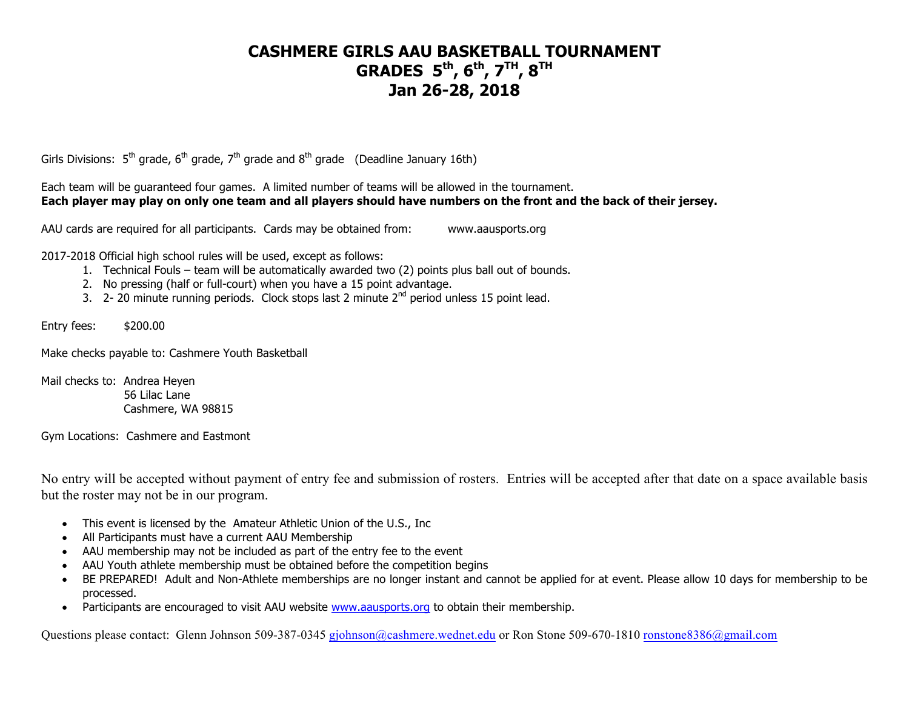# CASHMERE GIRLS AAU BASKETBALL TOURNAMENT
# GRADES 5th, 6th, 7TH, 8TH
# Jan 26-28, 2018

Girls Divisions: 5th grade, 6th grade, 7th grade and 8th grade (Deadline January 16th)

Each team will be guaranteed four games. A limited number of teams will be allowed in the tournament.
**Each player may play on only one team and all players should have numbers on the front and the back of their jersey.**

AAU cards are required for all participants. Cards may be obtained from: www.aausports.org

2017-2018 Official high school rules will be used, except as follows:

1. Technical Fouls – team will be automatically awarded two (2) points plus ball out of bounds.
2. No pressing (half or full-court) when you have a 15 point advantage.
3. 2- 20 minute running periods. Clock stops last 2 minute 2nd period unless 15 point lead.

Entry fees: $200.00

Make checks payable to: Cashmere Youth Basketball

Mail checks to: Andrea Heyen
56 Lilac Lane
Cashmere, WA 98815

Gym Locations: Cashmere and Eastmont

No entry will be accepted without payment of entry fee and submission of rosters. Entries will be accepted after that date on a space available basis but the roster may not be in our program.

- This event is licensed by the Amateur Athletic Union of the U.S., Inc
- All Participants must have a current AAU Membership
- AAU membership may not be included as part of the entry fee to the event
- AAU Youth athlete membership must be obtained before the competition begins
- BE PREPARED! Adult and Non-Athlete memberships are no longer instant and cannot be applied for at event. Please allow 10 days for membership to be processed.
- Participants are encouraged to visit AAU website www.aausports.org to obtain their membership.

Questions please contact: Glenn Johnson 509-387-0345 gjohnson@cashmere.wednet.edu or Ron Stone 509-670-1810 ronstone8386@gmail.com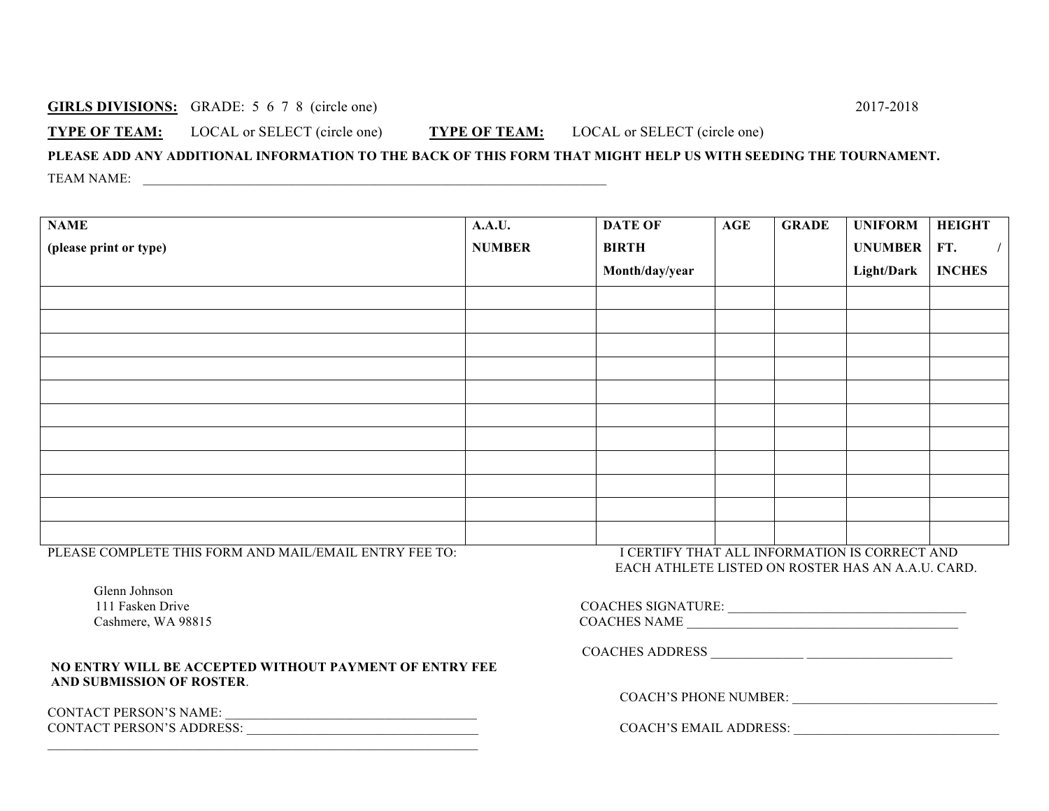**GIRLS DIVISIONS:** GRADE: 5 6 7 8 (circle one) 2017-2018

**TYPE OF TEAM:** LOCAL or SELECT (circle one) **TYPE OF TEAM:** LOCAL or SELECT (circle one)

**PLEASE ADD ANY ADDITIONAL INFORMATION TO THE BACK OF THIS FORM THAT MIGHT HELP US WITH SEEDING THE TOURNAMENT.**

TEAM NAME: _______________________________________________________________________

| NAME (please print or type) | A.A.U. NUMBER | DATE OF BIRTH Month/day/year | AGE | GRADE | UNIFORM UNUMBER Light/Dark | HEIGHT FT. / INCHES |
|---|---|---|---|---|---|---|
| | | | | | | |
| | | | | | | |
| | | | | | | |
| | | | | | | |
| | | | | | | |
| | | | | | | |
| | | | | | | |
| | | | | | | |
| | | | | | | |
| | | | | | | |
| | | | | | | |

PLEASE COMPLETE THIS FORM AND MAIL/EMAIL ENTRY FEE TO:

Glenn Johnson
111 Fasken Drive
Cashmere, WA 98815

**NO ENTRY WILL BE ACCEPTED WITHOUT PAYMENT OF ENTRY FEE AND SUBMISSION OF ROSTER**.

CONTACT PERSON'S NAME: ______________________________________
CONTACT PERSON'S ADDRESS: ___________________________________
_________________________________________________________________

I CERTIFY THAT ALL INFORMATION IS CORRECT AND EACH ATHLETE LISTED ON ROSTER HAS AN A.A.U. CARD.

COACHES SIGNATURE: _____________________________________
COACHES NAME ___________________________________________

COACHES ADDRESS ______________ ______________________

COACH'S PHONE NUMBER: ________________________________

COACH'S EMAIL ADDRESS: ________________________________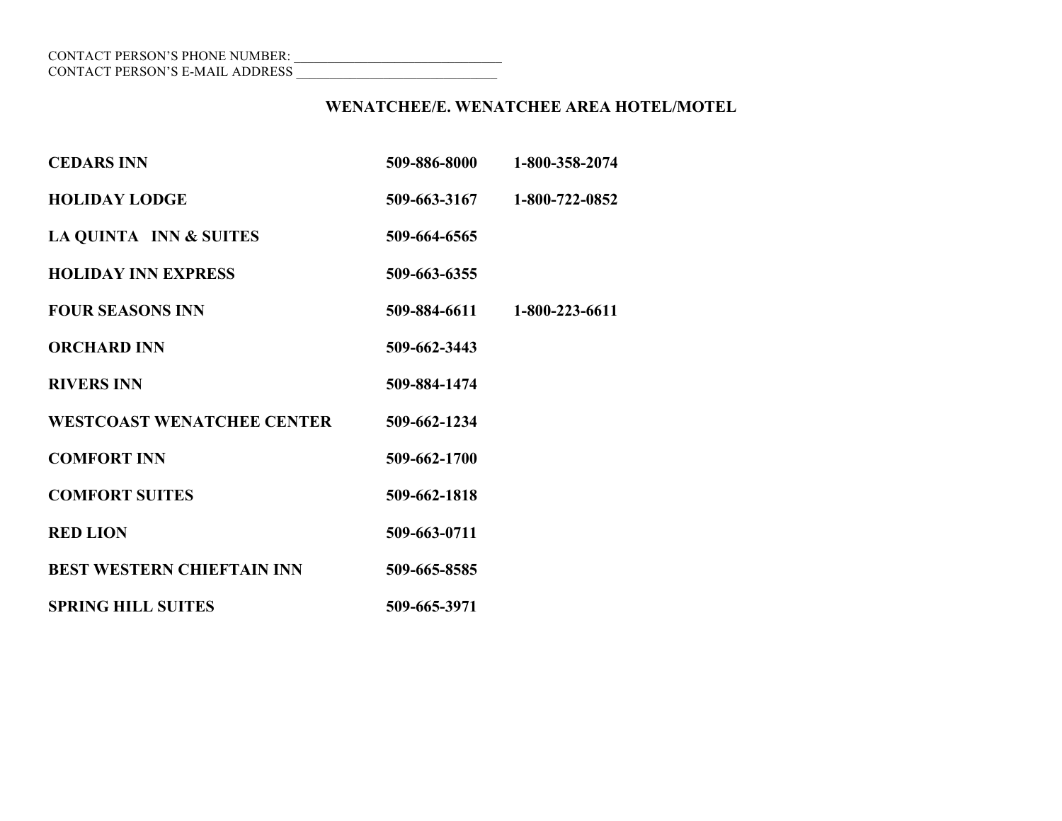CONTACT PERSON'S PHONE NUMBER: ______________________________
CONTACT PERSON'S E-MAIL ADDRESS ______________________________

## WENATCHEE/E. WENATCHEE AREA HOTEL/MOTEL

| | | |
|---|---|---|
| **CEDARS INN** | **509-886-8000** | **1-800-358-2074** |
| **HOLIDAY LODGE** | **509-663-3167** | **1-800-722-0852** |
| **LA QUINTA INN & SUITES** | **509-664-6565** | |
| **HOLIDAY INN EXPRESS** | **509-663-6355** | |
| **FOUR SEASONS INN** | **509-884-6611** | **1-800-223-6611** |
| **ORCHARD INN** | **509-662-3443** | |
| **RIVERS INN** | **509-884-1474** | |
| **WESTCOAST WENATCHEE CENTER** | **509-662-1234** | |
| **COMFORT INN** | **509-662-1700** | |
| **COMFORT SUITES** | **509-662-1818** | |
| **RED LION** | **509-663-0711** | |
| **BEST WESTERN CHIEFTAIN INN** | **509-665-8585** | |
| **SPRING HILL SUITES** | **509-665-3971** | |